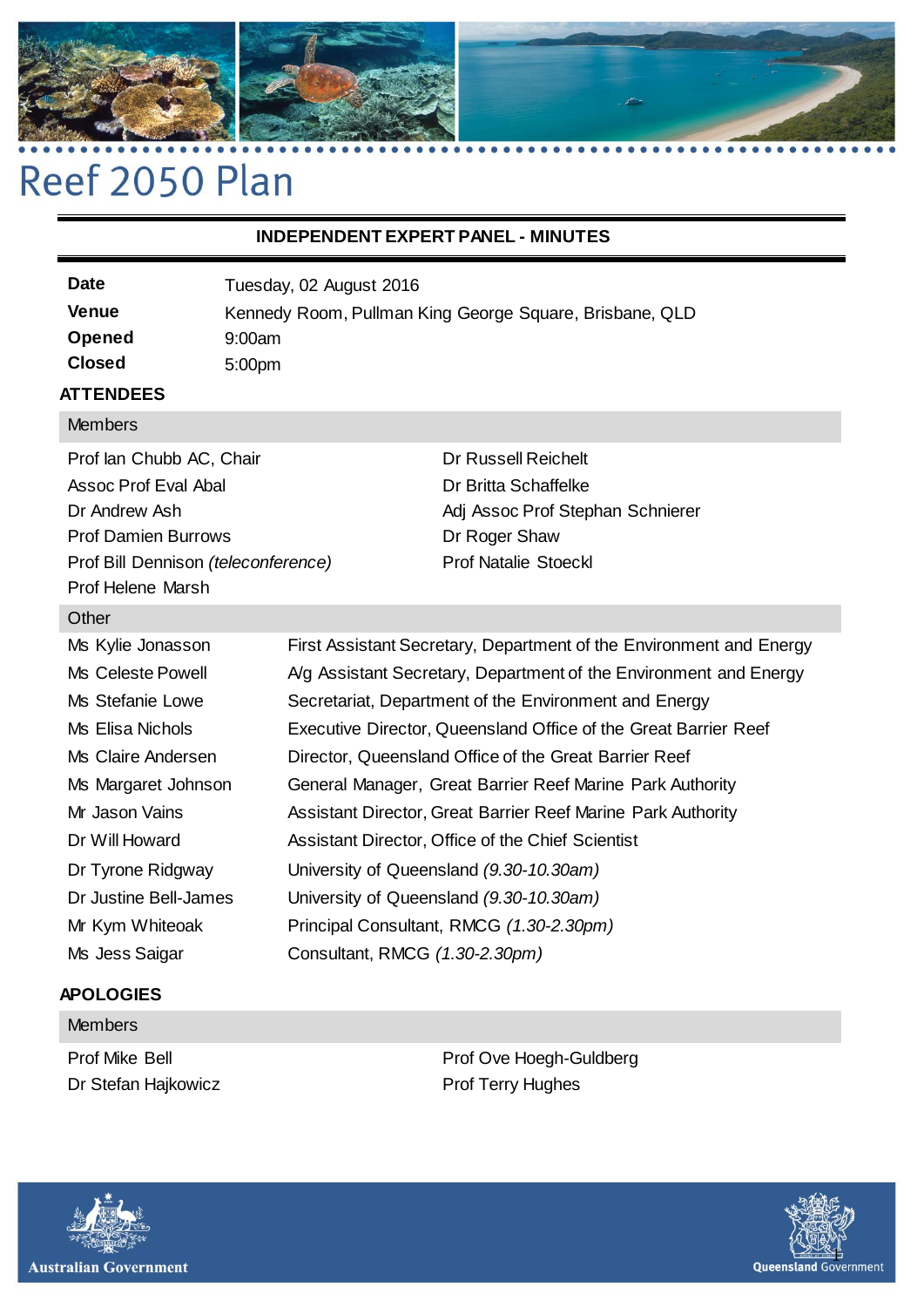# Reef 2050 Plan

## INDEPENDENT EXPERT PANEL - MINUTES

| | |
|---|---|
| **Date** | Tuesday, 02 August 2016 |
| **Venue** | Kennedy Room, Pullman King George Square, Brisbane, QLD |
| **Opened** | 9:00am |
| **Closed** | 5:00pm |

### ATTENDEES

**Members**

Prof Ian Chubb AC, Chair
Assoc Prof Eval Abal
Dr Andrew Ash
Prof Damien Burrows
Prof Bill Dennison *(teleconference)*
Prof Helene Marsh
Dr Russell Reichelt
Dr Britta Schaffelke
Adj Assoc Prof Stephan Schnierer
Dr Roger Shaw
Prof Natalie Stoeckl

**Other**

| | |
|---|---|
| Ms Kylie Jonasson | First Assistant Secretary, Department of the Environment and Energy |
| Ms Celeste Powell | A/g Assistant Secretary, Department of the Environment and Energy |
| Ms Stefanie Lowe | Secretariat, Department of the Environment and Energy |
| Ms Elisa Nichols | Executive Director, Queensland Office of the Great Barrier Reef |
| Ms Claire Andersen | Director, Queensland Office of the Great Barrier Reef |
| Ms Margaret Johnson | General Manager, Great Barrier Reef Marine Park Authority |
| Mr Jason Vains | Assistant Director, Great Barrier Reef Marine Park Authority |
| Dr Will Howard | Assistant Director, Office of the Chief Scientist |
| Dr Tyrone Ridgway | University of Queensland *(9.30-10.30am)* |
| Dr Justine Bell-James | University of Queensland *(9.30-10.30am)* |
| Mr Kym Whiteoak | Principal Consultant, RMCG *(1.30-2.30pm)* |
| Ms Jess Saigar | Consultant, RMCG *(1.30-2.30pm)* |

### APOLOGIES

**Members**

Prof Mike Bell
Dr Stefan Hajkowicz
Prof Ove Hoegh-Guldberg
Prof Terry Hughes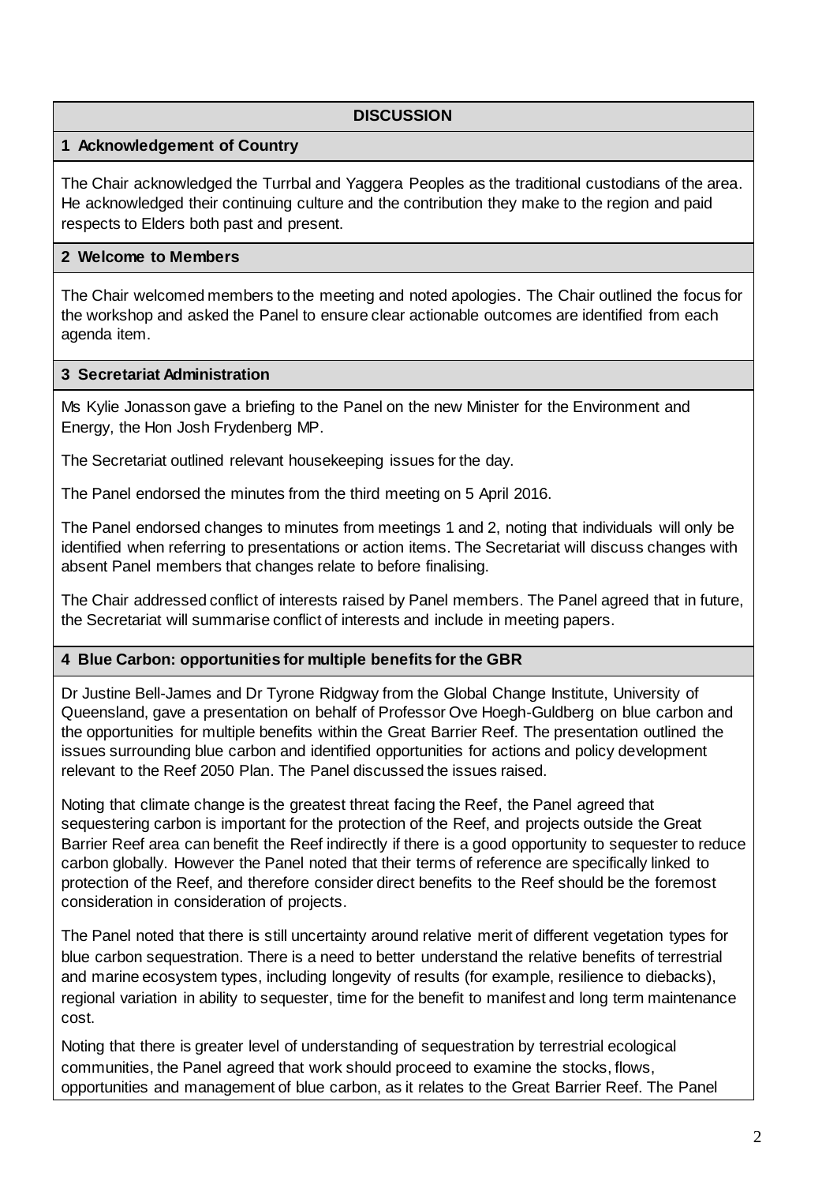## DISCUSSION

### 1 Acknowledgement of Country

The Chair acknowledged the Turrbal and Yaggera Peoples as the traditional custodians of the area. He acknowledged their continuing culture and the contribution they make to the region and paid respects to Elders both past and present.

### 2 Welcome to Members

The Chair welcomed members to the meeting and noted apologies. The Chair outlined the focus for the workshop and asked the Panel to ensure clear actionable outcomes are identified from each agenda item.

### 3 Secretariat Administration

Ms Kylie Jonasson gave a briefing to the Panel on the new Minister for the Environment and Energy, the Hon Josh Frydenberg MP.

The Secretariat outlined relevant housekeeping issues for the day.

The Panel endorsed the minutes from the third meeting on 5 April 2016.

The Panel endorsed changes to minutes from meetings 1 and 2, noting that individuals will only be identified when referring to presentations or action items. The Secretariat will discuss changes with absent Panel members that changes relate to before finalising.

The Chair addressed conflict of interests raised by Panel members. The Panel agreed that in future, the Secretariat will summarise conflict of interests and include in meeting papers.

### 4 Blue Carbon: opportunities for multiple benefits for the GBR

Dr Justine Bell-James and Dr Tyrone Ridgway from the Global Change Institute, University of Queensland, gave a presentation on behalf of Professor Ove Hoegh-Guldberg on blue carbon and the opportunities for multiple benefits within the Great Barrier Reef. The presentation outlined the issues surrounding blue carbon and identified opportunities for actions and policy development relevant to the Reef 2050 Plan. The Panel discussed the issues raised.

Noting that climate change is the greatest threat facing the Reef, the Panel agreed that sequestering carbon is important for the protection of the Reef, and projects outside the Great Barrier Reef area can benefit the Reef indirectly if there is a good opportunity to sequester to reduce carbon globally. However the Panel noted that their terms of reference are specifically linked to protection of the Reef, and therefore consider direct benefits to the Reef should be the foremost consideration in consideration of projects.

The Panel noted that there is still uncertainty around relative merit of different vegetation types for blue carbon sequestration. There is a need to better understand the relative benefits of terrestrial and marine ecosystem types, including longevity of results (for example, resilience to diebacks), regional variation in ability to sequester, time for the benefit to manifest and long term maintenance cost.

Noting that there is greater level of understanding of sequestration by terrestrial ecological communities, the Panel agreed that work should proceed to examine the stocks, flows, opportunities and management of blue carbon, as it relates to the Great Barrier Reef. The Panel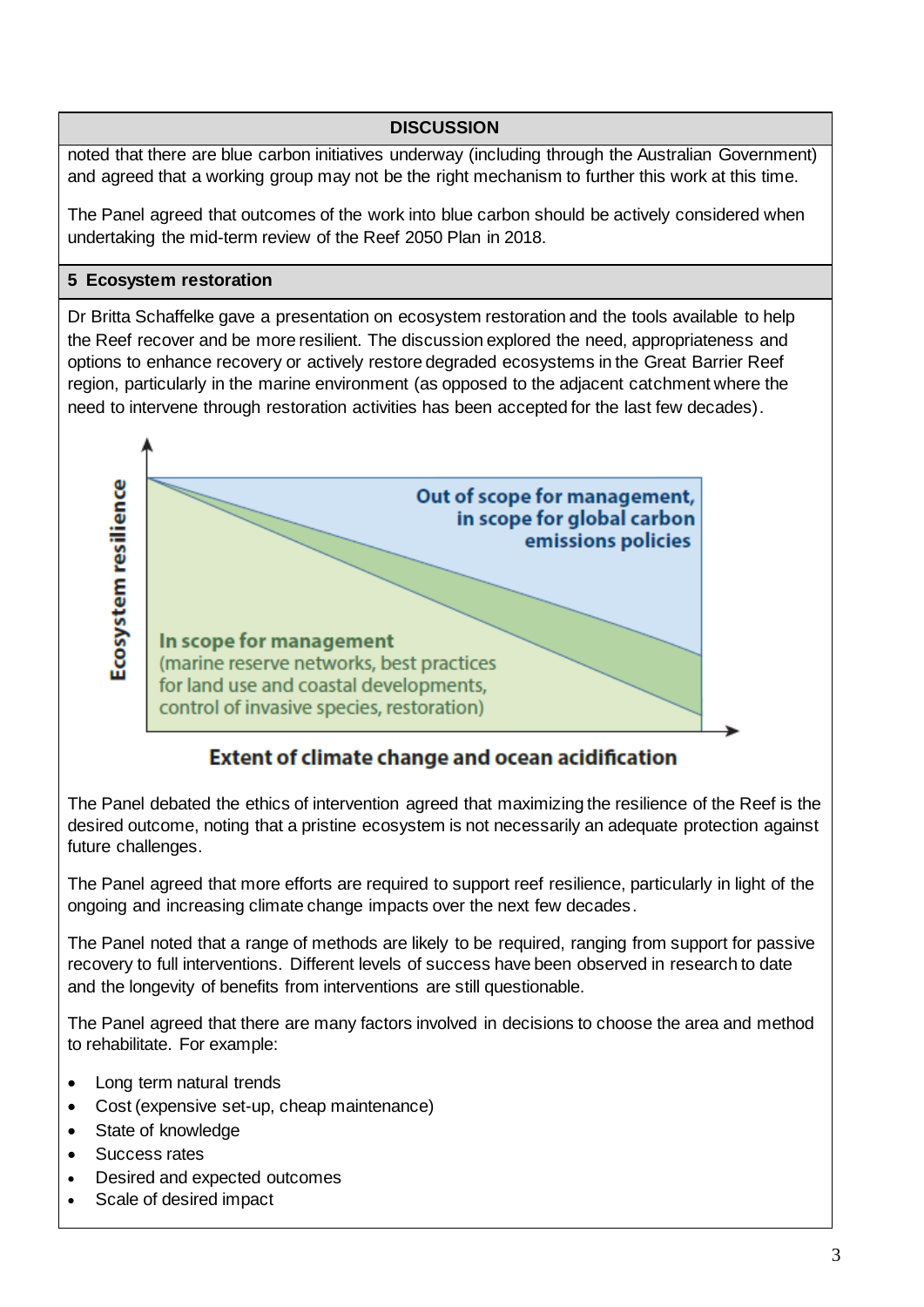**DISCUSSION**

noted that there are blue carbon initiatives underway (including through the Australian Government) and agreed that a working group may not be the right mechanism to further this work at this time.

The Panel agreed that outcomes of the work into blue carbon should be actively considered when undertaking the mid-term review of the Reef 2050 Plan in 2018.

**5 Ecosystem restoration**

Dr Britta Schaffelke gave a presentation on ecosystem restoration and the tools available to help the Reef recover and be more resilient. The discussion explored the need, appropriateness and options to enhance recovery or actively restore degraded ecosystems in the Great Barrier Reef region, particularly in the marine environment (as opposed to the adjacent catchment where the need to intervene through restoration activities has been accepted for the last few decades).

Ecosystem resilience

Out of scope for management, in scope for global carbon emissions policies

In scope for management (marine reserve networks, best practices for land use and coastal developments, control of invasive species, restoration)

Extent of climate change and ocean acidification

The Panel debated the ethics of intervention agreed that maximizing the resilience of the Reef is the desired outcome, noting that a pristine ecosystem is not necessarily an adequate protection against future challenges.

The Panel agreed that more efforts are required to support reef resilience, particularly in light of the ongoing and increasing climate change impacts over the next few decades.

The Panel noted that a range of methods are likely to be required, ranging from support for passive recovery to full interventions. Different levels of success have been observed in research to date and the longevity of benefits from interventions are still questionable.

The Panel agreed that there are many factors involved in decisions to choose the area and method to rehabilitate. For example:

- Long term natural trends
- Cost (expensive set-up, cheap maintenance)
- State of knowledge
- Success rates
- Desired and expected outcomes
- Scale of desired impact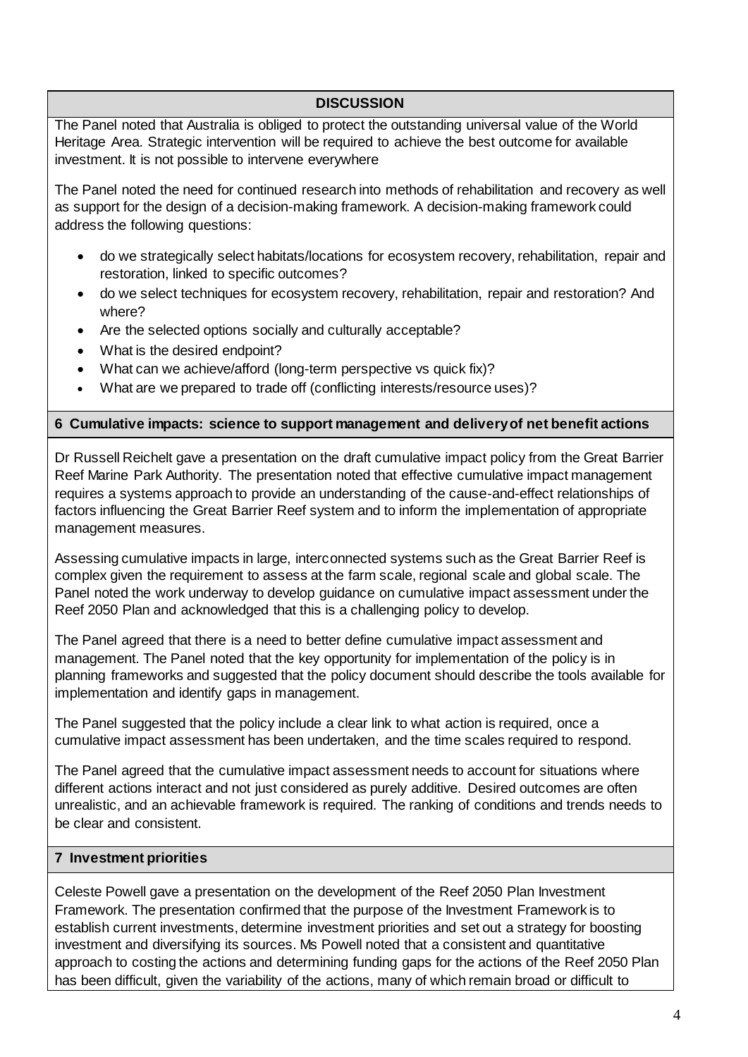**DISCUSSION**

The Panel noted that Australia is obliged to protect the outstanding universal value of the World Heritage Area. Strategic intervention will be required to achieve the best outcome for available investment. It is not possible to intervene everywhere

The Panel noted the need for continued research into methods of rehabilitation and recovery as well as support for the design of a decision-making framework. A decision-making framework could address the following questions:

- do we strategically select habitats/locations for ecosystem recovery, rehabilitation, repair and restoration, linked to specific outcomes?
- do we select techniques for ecosystem recovery, rehabilitation, repair and restoration? And where?
- Are the selected options socially and culturally acceptable?
- What is the desired endpoint?
- What can we achieve/afford (long-term perspective vs quick fix)?
- What are we prepared to trade off (conflicting interests/resource uses)?

## 6 Cumulative impacts: science to support management and delivery of net benefit actions

Dr Russell Reichelt gave a presentation on the draft cumulative impact policy from the Great Barrier Reef Marine Park Authority. The presentation noted that effective cumulative impact management requires a systems approach to provide an understanding of the cause-and-effect relationships of factors influencing the Great Barrier Reef system and to inform the implementation of appropriate management measures.

Assessing cumulative impacts in large, interconnected systems such as the Great Barrier Reef is complex given the requirement to assess at the farm scale, regional scale and global scale. The Panel noted the work underway to develop guidance on cumulative impact assessment under the Reef 2050 Plan and acknowledged that this is a challenging policy to develop.

The Panel agreed that there is a need to better define cumulative impact assessment and management. The Panel noted that the key opportunity for implementation of the policy is in planning frameworks and suggested that the policy document should describe the tools available for implementation and identify gaps in management.

The Panel suggested that the policy include a clear link to what action is required, once a cumulative impact assessment has been undertaken, and the time scales required to respond.

The Panel agreed that the cumulative impact assessment needs to account for situations where different actions interact and not just considered as purely additive. Desired outcomes are often unrealistic, and an achievable framework is required. The ranking of conditions and trends needs to be clear and consistent.

## 7 Investment priorities

Celeste Powell gave a presentation on the development of the Reef 2050 Plan Investment Framework. The presentation confirmed that the purpose of the Investment Framework is to establish current investments, determine investment priorities and set out a strategy for boosting investment and diversifying its sources. Ms Powell noted that a consistent and quantitative approach to costing the actions and determining funding gaps for the actions of the Reef 2050 Plan has been difficult, given the variability of the actions, many of which remain broad or difficult to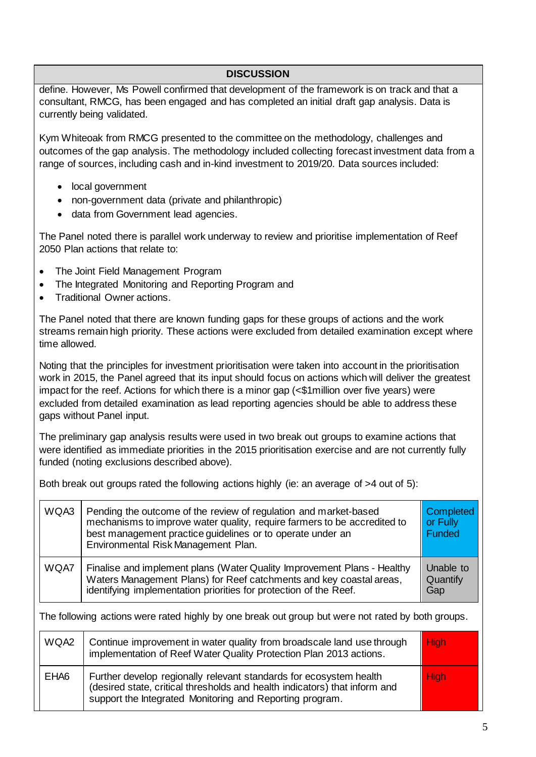| DISCUSSION |
|---|

define. However, Ms Powell confirmed that development of the framework is on track and that a consultant, RMCG, has been engaged and has completed an initial draft gap analysis. Data is currently being validated.

Kym Whiteoak from RMCG presented to the committee on the methodology, challenges and outcomes of the gap analysis. The methodology included collecting forecast investment data from a range of sources, including cash and in-kind investment to 2019/20. Data sources included:

- local government
- non-government data (private and philanthropic)
- data from Government lead agencies.

The Panel noted there is parallel work underway to review and prioritise implementation of Reef 2050 Plan actions that relate to:

- The Joint Field Management Program
- The Integrated Monitoring and Reporting Program and
- Traditional Owner actions.

The Panel noted that there are known funding gaps for these groups of actions and the work streams remain high priority. These actions were excluded from detailed examination except where time allowed.

Noting that the principles for investment prioritisation were taken into account in the prioritisation work in 2015, the Panel agreed that its input should focus on actions which will deliver the greatest impact for the reef. Actions for which there is a minor gap (<$1million over five years) were excluded from detailed examination as lead reporting agencies should be able to address these gaps without Panel input.

The preliminary gap analysis results were used in two break out groups to examine actions that were identified as immediate priorities in the 2015 prioritisation exercise and are not currently fully funded (noting exclusions described above).

Both break out groups rated the following actions highly (ie: an average of >4 out of 5):

| | | |
|---|---|---|
| WQA3 | Pending the outcome of the review of regulation and market-based mechanisms to improve water quality, require farmers to be accredited to best management practice guidelines or to operate under an Environmental Risk Management Plan. | Completed or Fully Funded |
| WQA7 | Finalise and implement plans (Water Quality Improvement Plans - Healthy Waters Management Plans) for Reef catchments and key coastal areas, identifying implementation priorities for protection of the Reef. | Unable to Quantify Gap |

The following actions were rated highly by one break out group but were not rated by both groups.

| | | |
|---|---|---|
| WQA2 | Continue improvement in water quality from broadscale land use through implementation of Reef Water Quality Protection Plan 2013 actions. | High |
| EHA6 | Further develop regionally relevant standards for ecosystem health (desired state, critical thresholds and health indicators) that inform and support the Integrated Monitoring and Reporting program. | High |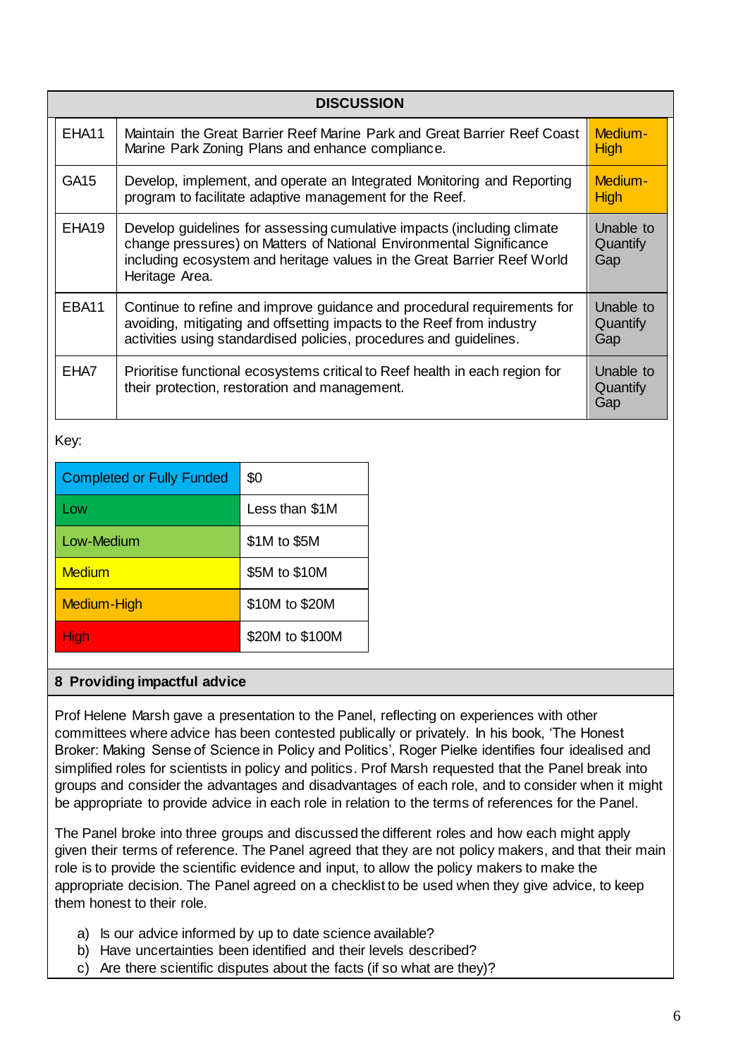**DISCUSSION**

| | | |
|---|---|---|
| EHA11 | Maintain the Great Barrier Reef Marine Park and Great Barrier Reef Coast Marine Park Zoning Plans and enhance compliance. | Medium-High |
| GA15 | Develop, implement, and operate an Integrated Monitoring and Reporting program to facilitate adaptive management for the Reef. | Medium-High |
| EHA19 | Develop guidelines for assessing cumulative impacts (including climate change pressures) on Matters of National Environmental Significance including ecosystem and heritage values in the Great Barrier Reef World Heritage Area. | Unable to Quantify Gap |
| EBA11 | Continue to refine and improve guidance and procedural requirements for avoiding, mitigating and offsetting impacts to the Reef from industry activities using standardised policies, procedures and guidelines. | Unable to Quantify Gap |
| EHA7 | Prioritise functional ecosystems critical to Reef health in each region for their protection, restoration and management. | Unable to Quantify Gap |

Key:

| | |
|---|---|
| Completed or Fully Funded | $0 |
| Low | Less than $1M |
| Low-Medium | $1M to $5M |
| Medium | $5M to $10M |
| Medium-High | $10M to $20M |
| High | $20M to $100M |

## 8 Providing impactful advice

Prof Helene Marsh gave a presentation to the Panel, reflecting on experiences with other committees where advice has been contested publically or privately. In his book, 'The Honest Broker: Making Sense of Science in Policy and Politics', Roger Pielke identifies four idealised and simplified roles for scientists in policy and politics. Prof Marsh requested that the Panel break into groups and consider the advantages and disadvantages of each role, and to consider when it might be appropriate to provide advice in each role in relation to the terms of references for the Panel.

The Panel broke into three groups and discussed the different roles and how each might apply given their terms of reference. The Panel agreed that they are not policy makers, and that their main role is to provide the scientific evidence and input, to allow the policy makers to make the appropriate decision. The Panel agreed on a checklist to be used when they give advice, to keep them honest to their role.

a) Is our advice informed by up to date science available?
b) Have uncertainties been identified and their levels described?
c) Are there scientific disputes about the facts (if so what are they)?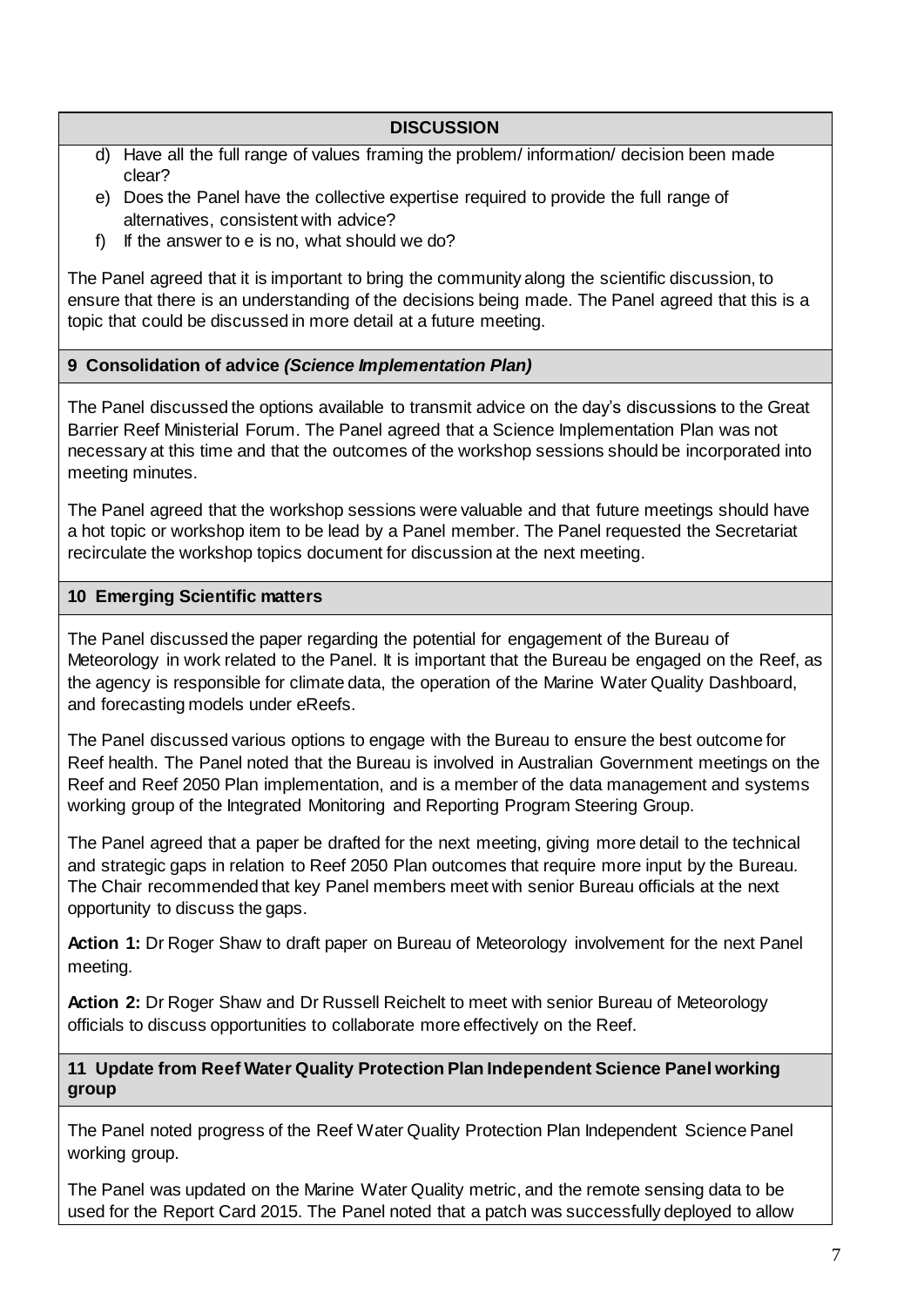**DISCUSSION**

d) Have all the full range of values framing the problem/ information/ decision been made clear?
e) Does the Panel have the collective expertise required to provide the full range of alternatives, consistent with advice?
f) If the answer to e is no, what should we do?

The Panel agreed that it is important to bring the community along the scientific discussion, to ensure that there is an understanding of the decisions being made. The Panel agreed that this is a topic that could be discussed in more detail at a future meeting.

**9 Consolidation of advice *(Science Implementation Plan)***

The Panel discussed the options available to transmit advice on the day's discussions to the Great Barrier Reef Ministerial Forum. The Panel agreed that a Science Implementation Plan was not necessary at this time and that the outcomes of the workshop sessions should be incorporated into meeting minutes.

The Panel agreed that the workshop sessions were valuable and that future meetings should have a hot topic or workshop item to be lead by a Panel member. The Panel requested the Secretariat recirculate the workshop topics document for discussion at the next meeting.

**10 Emerging Scientific matters**

The Panel discussed the paper regarding the potential for engagement of the Bureau of Meteorology in work related to the Panel. It is important that the Bureau be engaged on the Reef, as the agency is responsible for climate data, the operation of the Marine Water Quality Dashboard, and forecasting models under eReefs.

The Panel discussed various options to engage with the Bureau to ensure the best outcome for Reef health. The Panel noted that the Bureau is involved in Australian Government meetings on the Reef and Reef 2050 Plan implementation, and is a member of the data management and systems working group of the Integrated Monitoring and Reporting Program Steering Group.

The Panel agreed that a paper be drafted for the next meeting, giving more detail to the technical and strategic gaps in relation to Reef 2050 Plan outcomes that require more input by the Bureau. The Chair recommended that key Panel members meet with senior Bureau officials at the next opportunity to discuss the gaps.

**Action 1:** Dr Roger Shaw to draft paper on Bureau of Meteorology involvement for the next Panel meeting.

**Action 2:** Dr Roger Shaw and Dr Russell Reichelt to meet with senior Bureau of Meteorology officials to discuss opportunities to collaborate more effectively on the Reef.

**11 Update from Reef Water Quality Protection Plan Independent Science Panel working group**

The Panel noted progress of the Reef Water Quality Protection Plan Independent Science Panel working group.

The Panel was updated on the Marine Water Quality metric, and the remote sensing data to be used for the Report Card 2015. The Panel noted that a patch was successfully deployed to allow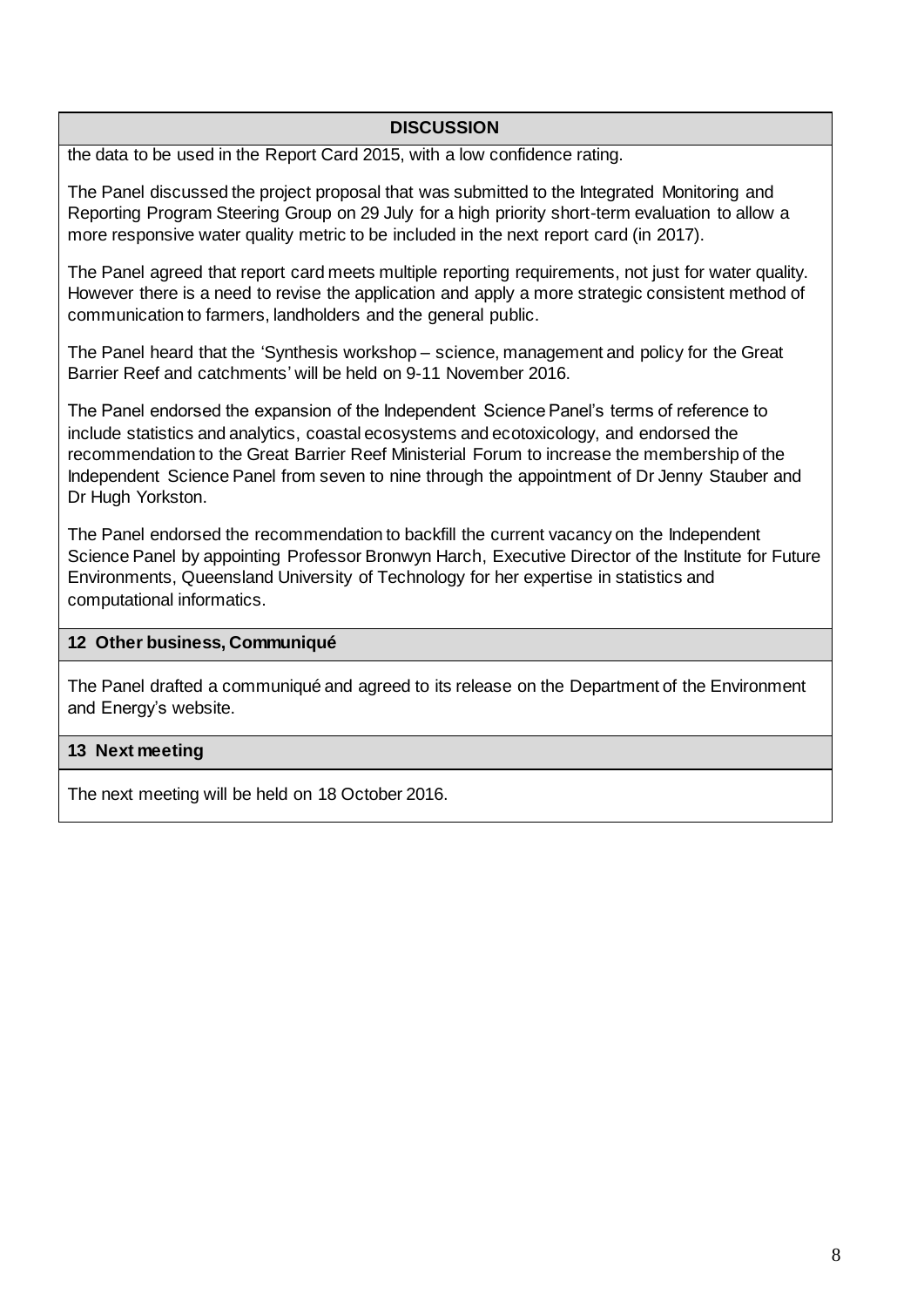**DISCUSSION**

the data to be used in the Report Card 2015, with a low confidence rating.

The Panel discussed the project proposal that was submitted to the Integrated Monitoring and Reporting Program Steering Group on 29 July for a high priority short-term evaluation to allow a more responsive water quality metric to be included in the next report card (in 2017).

The Panel agreed that report card meets multiple reporting requirements, not just for water quality. However there is a need to revise the application and apply a more strategic consistent method of communication to farmers, landholders and the general public.

The Panel heard that the 'Synthesis workshop – science, management and policy for the Great Barrier Reef and catchments' will be held on 9-11 November 2016.

The Panel endorsed the expansion of the Independent Science Panel's terms of reference to include statistics and analytics, coastal ecosystems and ecotoxicology, and endorsed the recommendation to the Great Barrier Reef Ministerial Forum to increase the membership of the Independent Science Panel from seven to nine through the appointment of Dr Jenny Stauber and Dr Hugh Yorkston.

The Panel endorsed the recommendation to backfill the current vacancy on the Independent Science Panel by appointing Professor Bronwyn Harch, Executive Director of the Institute for Future Environments, Queensland University of Technology for her expertise in statistics and computational informatics.

**12 Other business, Communiqué**

The Panel drafted a communiqué and agreed to its release on the Department of the Environment and Energy's website.

**13 Next meeting**

The next meeting will be held on 18 October 2016.